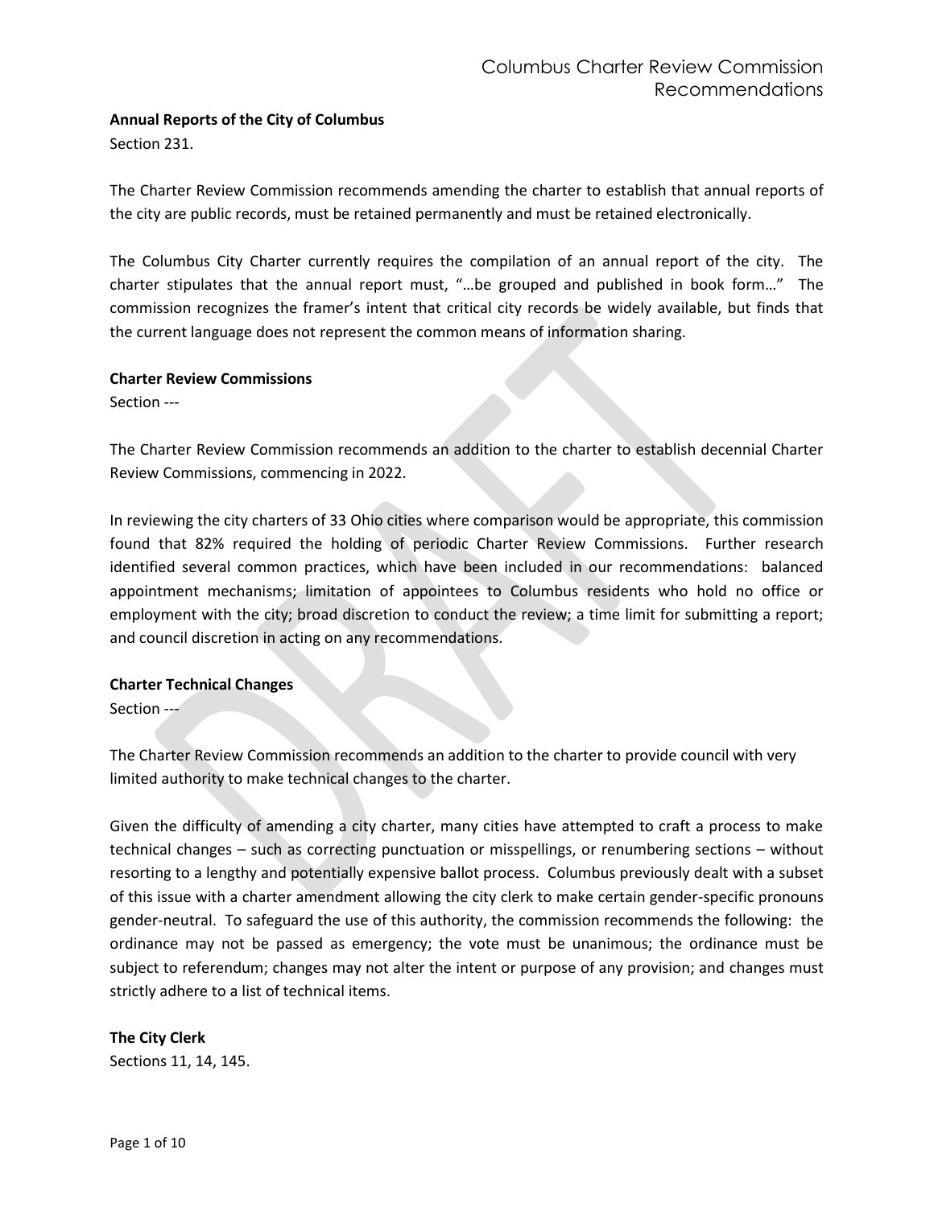**Annual Reports of the City of Columbus**
Section 231.

The Charter Review Commission recommends amending the charter to establish that annual reports of the city are public records, must be retained permanently and must be retained electronically.

The Columbus City Charter currently requires the compilation of an annual report of the city. The charter stipulates that the annual report must, "…be grouped and published in book form…" The commission recognizes the framer's intent that critical city records be widely available, but finds that the current language does not represent the common means of information sharing.

**Charter Review Commissions**
Section ---

The Charter Review Commission recommends an addition to the charter to establish decennial Charter Review Commissions, commencing in 2022.

In reviewing the city charters of 33 Ohio cities where comparison would be appropriate, this commission found that 82% required the holding of periodic Charter Review Commissions. Further research identified several common practices, which have been included in our recommendations: balanced appointment mechanisms; limitation of appointees to Columbus residents who hold no office or employment with the city; broad discretion to conduct the review; a time limit for submitting a report; and council discretion in acting on any recommendations.

**Charter Technical Changes**
Section ---

The Charter Review Commission recommends an addition to the charter to provide council with very limited authority to make technical changes to the charter.

Given the difficulty of amending a city charter, many cities have attempted to craft a process to make technical changes – such as correcting punctuation or misspellings, or renumbering sections – without resorting to a lengthy and potentially expensive ballot process. Columbus previously dealt with a subset of this issue with a charter amendment allowing the city clerk to make certain gender-specific pronouns gender-neutral. To safeguard the use of this authority, the commission recommends the following: the ordinance may not be passed as emergency; the vote must be unanimous; the ordinance must be subject to referendum; changes may not alter the intent or purpose of any provision; and changes must strictly adhere to a list of technical items.

**The City Clerk**
Sections 11, 14, 145.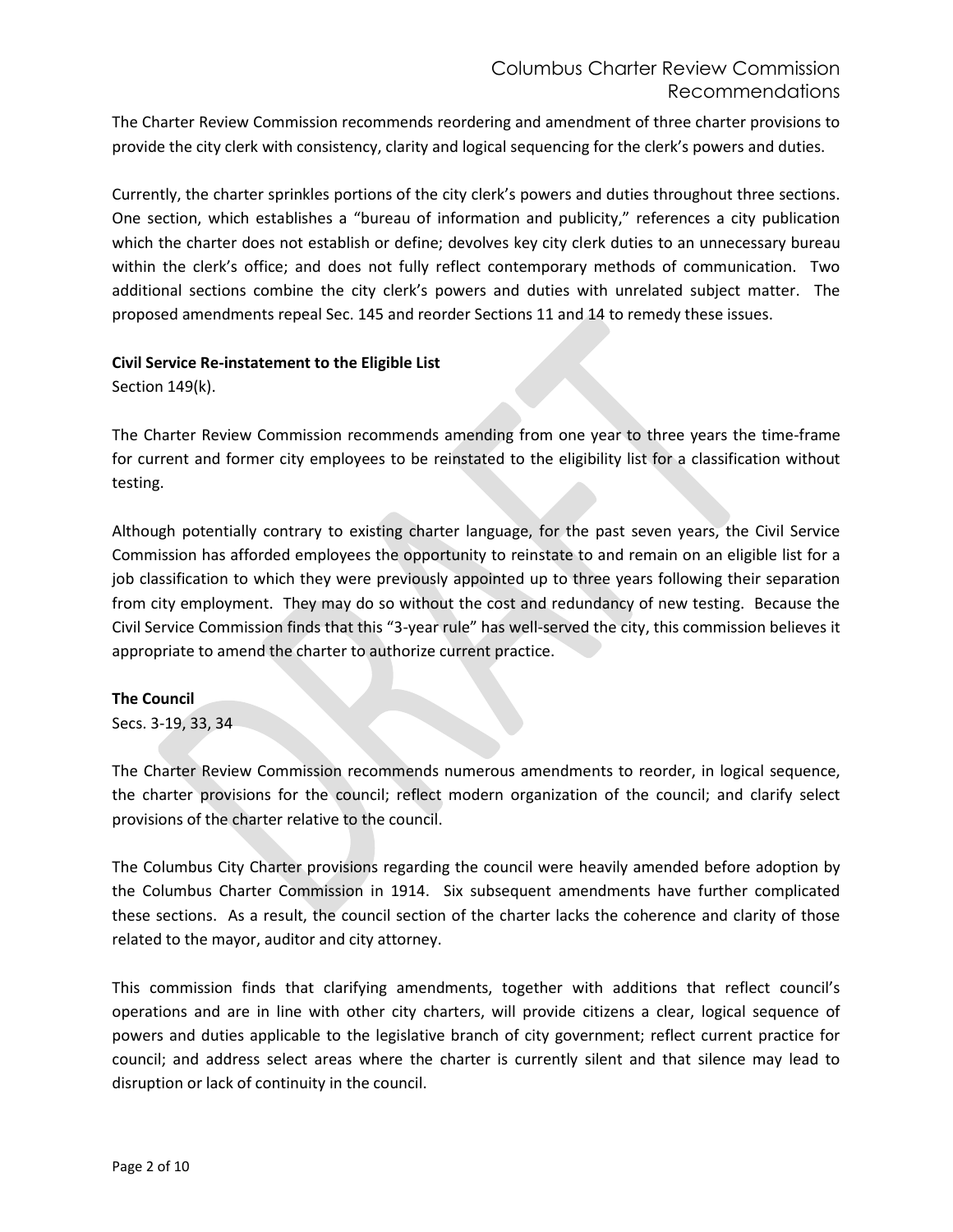The Charter Review Commission recommends reordering and amendment of three charter provisions to provide the city clerk with consistency, clarity and logical sequencing for the clerk's powers and duties.

Currently, the charter sprinkles portions of the city clerk's powers and duties throughout three sections. One section, which establishes a "bureau of information and publicity," references a city publication which the charter does not establish or define; devolves key city clerk duties to an unnecessary bureau within the clerk's office; and does not fully reflect contemporary methods of communication. Two additional sections combine the city clerk's powers and duties with unrelated subject matter. The proposed amendments repeal Sec. 145 and reorder Sections 11 and 14 to remedy these issues.

**Civil Service Re-instatement to the Eligible List**

Section 149(k).

The Charter Review Commission recommends amending from one year to three years the time-frame for current and former city employees to be reinstated to the eligibility list for a classification without testing.

Although potentially contrary to existing charter language, for the past seven years, the Civil Service Commission has afforded employees the opportunity to reinstate to and remain on an eligible list for a job classification to which they were previously appointed up to three years following their separation from city employment. They may do so without the cost and redundancy of new testing. Because the Civil Service Commission finds that this "3-year rule" has well-served the city, this commission believes it appropriate to amend the charter to authorize current practice.

**The Council**

Secs. 3-19, 33, 34

The Charter Review Commission recommends numerous amendments to reorder, in logical sequence, the charter provisions for the council; reflect modern organization of the council; and clarify select provisions of the charter relative to the council.

The Columbus City Charter provisions regarding the council were heavily amended before adoption by the Columbus Charter Commission in 1914. Six subsequent amendments have further complicated these sections. As a result, the council section of the charter lacks the coherence and clarity of those related to the mayor, auditor and city attorney.

This commission finds that clarifying amendments, together with additions that reflect council's operations and are in line with other city charters, will provide citizens a clear, logical sequence of powers and duties applicable to the legislative branch of city government; reflect current practice for council; and address select areas where the charter is currently silent and that silence may lead to disruption or lack of continuity in the council.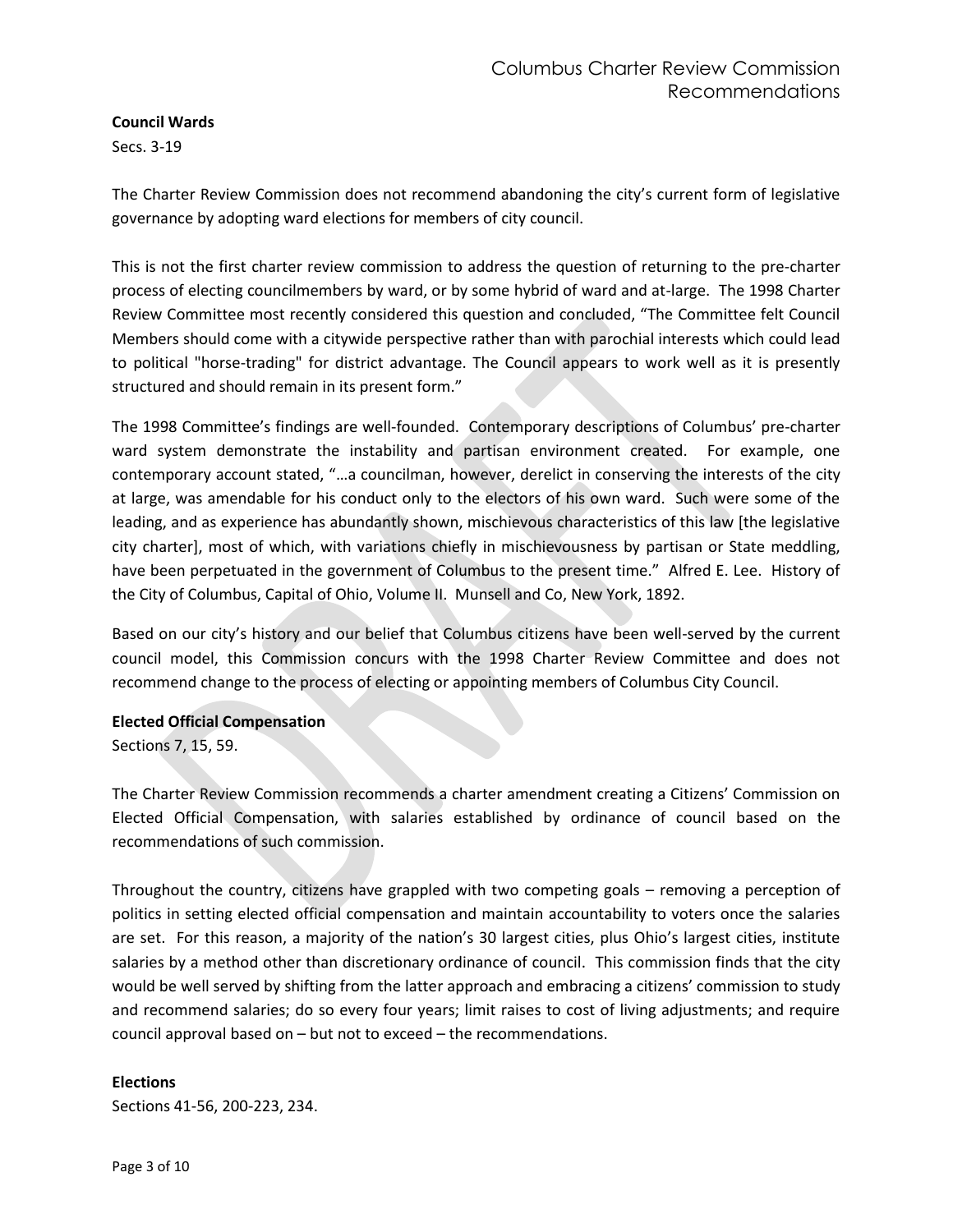**Council Wards**

Secs. 3-19

The Charter Review Commission does not recommend abandoning the city's current form of legislative governance by adopting ward elections for members of city council.

This is not the first charter review commission to address the question of returning to the pre-charter process of electing councilmembers by ward, or by some hybrid of ward and at-large. The 1998 Charter Review Committee most recently considered this question and concluded, "The Committee felt Council Members should come with a citywide perspective rather than with parochial interests which could lead to political "horse-trading" for district advantage. The Council appears to work well as it is presently structured and should remain in its present form."

The 1998 Committee's findings are well-founded. Contemporary descriptions of Columbus' pre-charter ward system demonstrate the instability and partisan environment created. For example, one contemporary account stated, "…a councilman, however, derelict in conserving the interests of the city at large, was amendable for his conduct only to the electors of his own ward. Such were some of the leading, and as experience has abundantly shown, mischievous characteristics of this law [the legislative city charter], most of which, with variations chiefly in mischievousness by partisan or State meddling, have been perpetuated in the government of Columbus to the present time." Alfred E. Lee. History of the City of Columbus, Capital of Ohio, Volume II. Munsell and Co, New York, 1892.

Based on our city's history and our belief that Columbus citizens have been well-served by the current council model, this Commission concurs with the 1998 Charter Review Committee and does not recommend change to the process of electing or appointing members of Columbus City Council.

**Elected Official Compensation**

Sections 7, 15, 59.

The Charter Review Commission recommends a charter amendment creating a Citizens' Commission on Elected Official Compensation, with salaries established by ordinance of council based on the recommendations of such commission.

Throughout the country, citizens have grappled with two competing goals – removing a perception of politics in setting elected official compensation and maintain accountability to voters once the salaries are set. For this reason, a majority of the nation's 30 largest cities, plus Ohio's largest cities, institute salaries by a method other than discretionary ordinance of council. This commission finds that the city would be well served by shifting from the latter approach and embracing a citizens' commission to study and recommend salaries; do so every four years; limit raises to cost of living adjustments; and require council approval based on – but not to exceed – the recommendations.

**Elections**

Sections 41-56, 200-223, 234.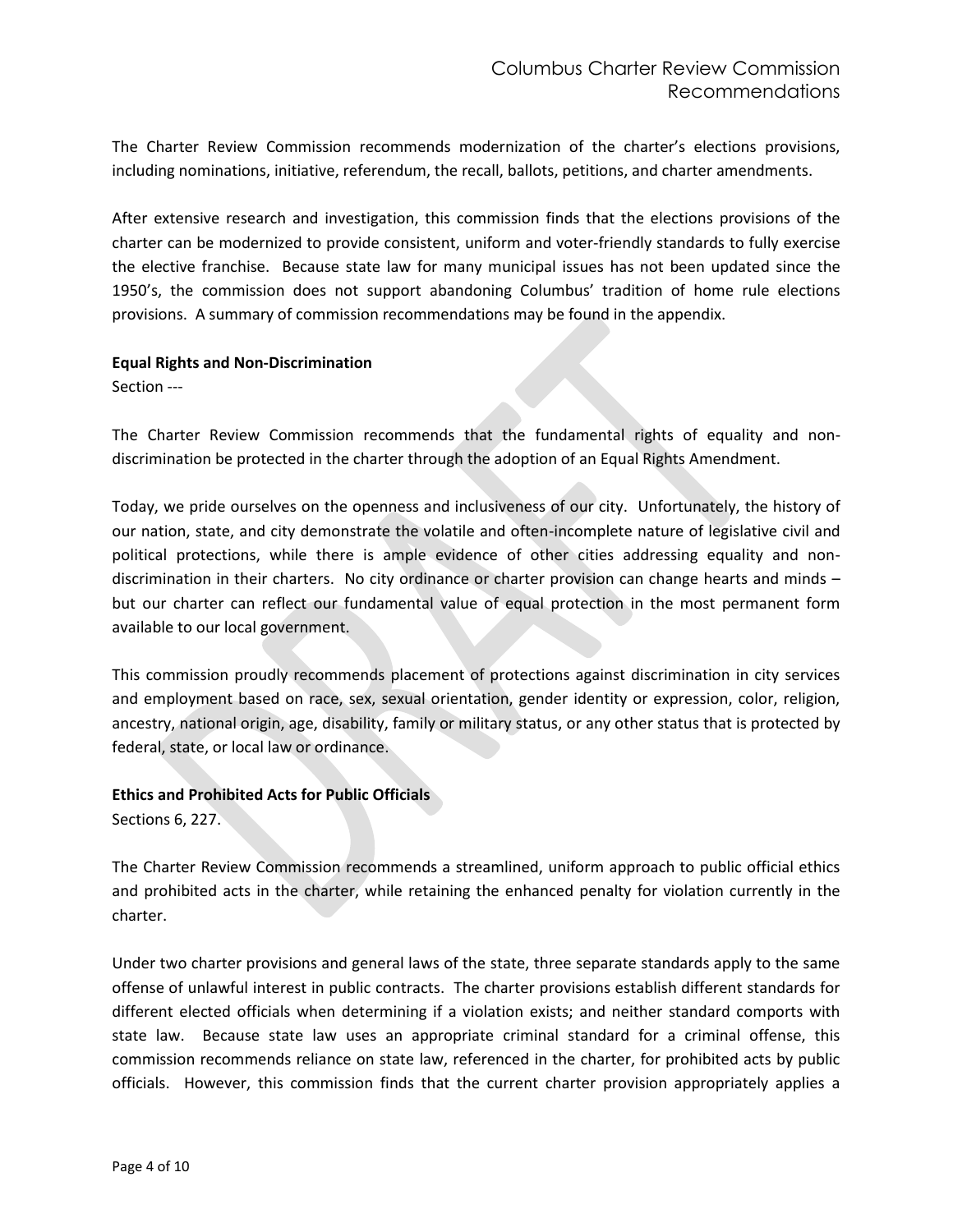The Charter Review Commission recommends modernization of the charter's elections provisions, including nominations, initiative, referendum, the recall, ballots, petitions, and charter amendments.

After extensive research and investigation, this commission finds that the elections provisions of the charter can be modernized to provide consistent, uniform and voter-friendly standards to fully exercise the elective franchise. Because state law for many municipal issues has not been updated since the 1950's, the commission does not support abandoning Columbus' tradition of home rule elections provisions. A summary of commission recommendations may be found in the appendix.

**Equal Rights and Non-Discrimination**

Section ---

The Charter Review Commission recommends that the fundamental rights of equality and non-discrimination be protected in the charter through the adoption of an Equal Rights Amendment.

Today, we pride ourselves on the openness and inclusiveness of our city. Unfortunately, the history of our nation, state, and city demonstrate the volatile and often-incomplete nature of legislative civil and political protections, while there is ample evidence of other cities addressing equality and non-discrimination in their charters. No city ordinance or charter provision can change hearts and minds – but our charter can reflect our fundamental value of equal protection in the most permanent form available to our local government.

This commission proudly recommends placement of protections against discrimination in city services and employment based on race, sex, sexual orientation, gender identity or expression, color, religion, ancestry, national origin, age, disability, family or military status, or any other status that is protected by federal, state, or local law or ordinance.

**Ethics and Prohibited Acts for Public Officials**

Sections 6, 227.

The Charter Review Commission recommends a streamlined, uniform approach to public official ethics and prohibited acts in the charter, while retaining the enhanced penalty for violation currently in the charter.

Under two charter provisions and general laws of the state, three separate standards apply to the same offense of unlawful interest in public contracts. The charter provisions establish different standards for different elected officials when determining if a violation exists; and neither standard comports with state law. Because state law uses an appropriate criminal standard for a criminal offense, this commission recommends reliance on state law, referenced in the charter, for prohibited acts by public officials. However, this commission finds that the current charter provision appropriately applies a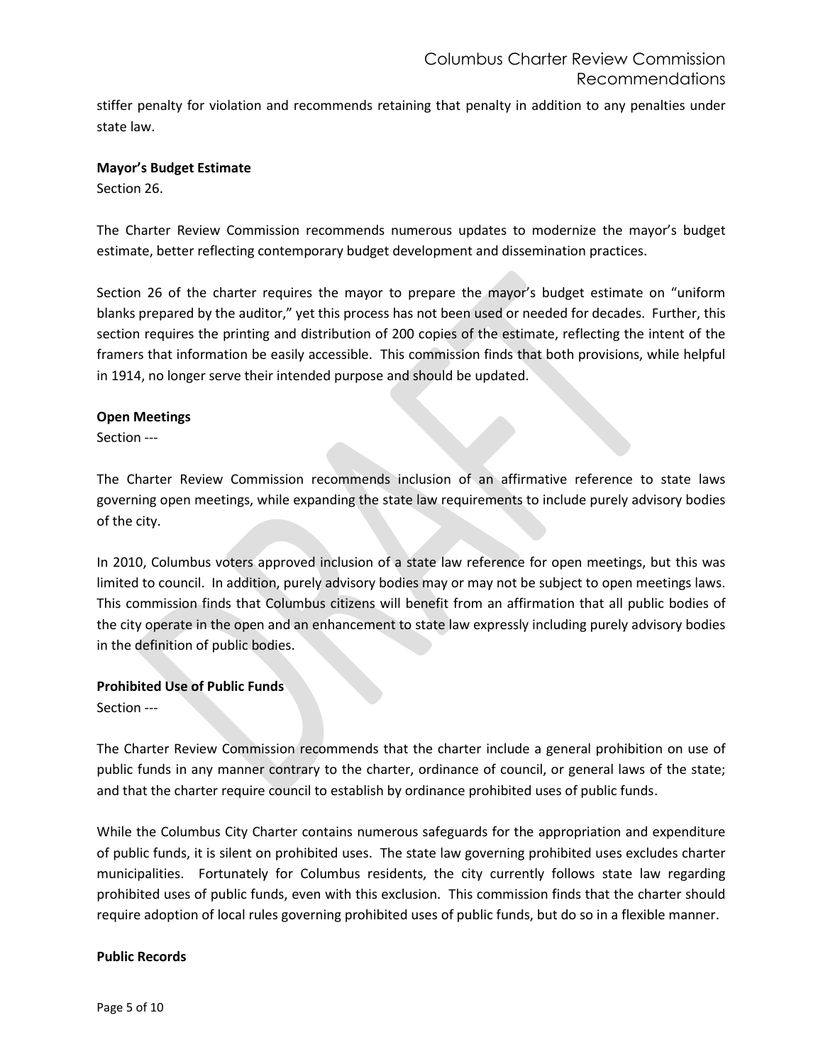stiffer penalty for violation and recommends retaining that penalty in addition to any penalties under state law.

**Mayor's Budget Estimate**

Section 26.

The Charter Review Commission recommends numerous updates to modernize the mayor's budget estimate, better reflecting contemporary budget development and dissemination practices.

Section 26 of the charter requires the mayor to prepare the mayor's budget estimate on "uniform blanks prepared by the auditor," yet this process has not been used or needed for decades. Further, this section requires the printing and distribution of 200 copies of the estimate, reflecting the intent of the framers that information be easily accessible. This commission finds that both provisions, while helpful in 1914, no longer serve their intended purpose and should be updated.

**Open Meetings**

Section ---

The Charter Review Commission recommends inclusion of an affirmative reference to state laws governing open meetings, while expanding the state law requirements to include purely advisory bodies of the city.

In 2010, Columbus voters approved inclusion of a state law reference for open meetings, but this was limited to council. In addition, purely advisory bodies may or may not be subject to open meetings laws. This commission finds that Columbus citizens will benefit from an affirmation that all public bodies of the city operate in the open and an enhancement to state law expressly including purely advisory bodies in the definition of public bodies.

**Prohibited Use of Public Funds**

Section ---

The Charter Review Commission recommends that the charter include a general prohibition on use of public funds in any manner contrary to the charter, ordinance of council, or general laws of the state; and that the charter require council to establish by ordinance prohibited uses of public funds.

While the Columbus City Charter contains numerous safeguards for the appropriation and expenditure of public funds, it is silent on prohibited uses. The state law governing prohibited uses excludes charter municipalities. Fortunately for Columbus residents, the city currently follows state law regarding prohibited uses of public funds, even with this exclusion. This commission finds that the charter should require adoption of local rules governing prohibited uses of public funds, but do so in a flexible manner.

**Public Records**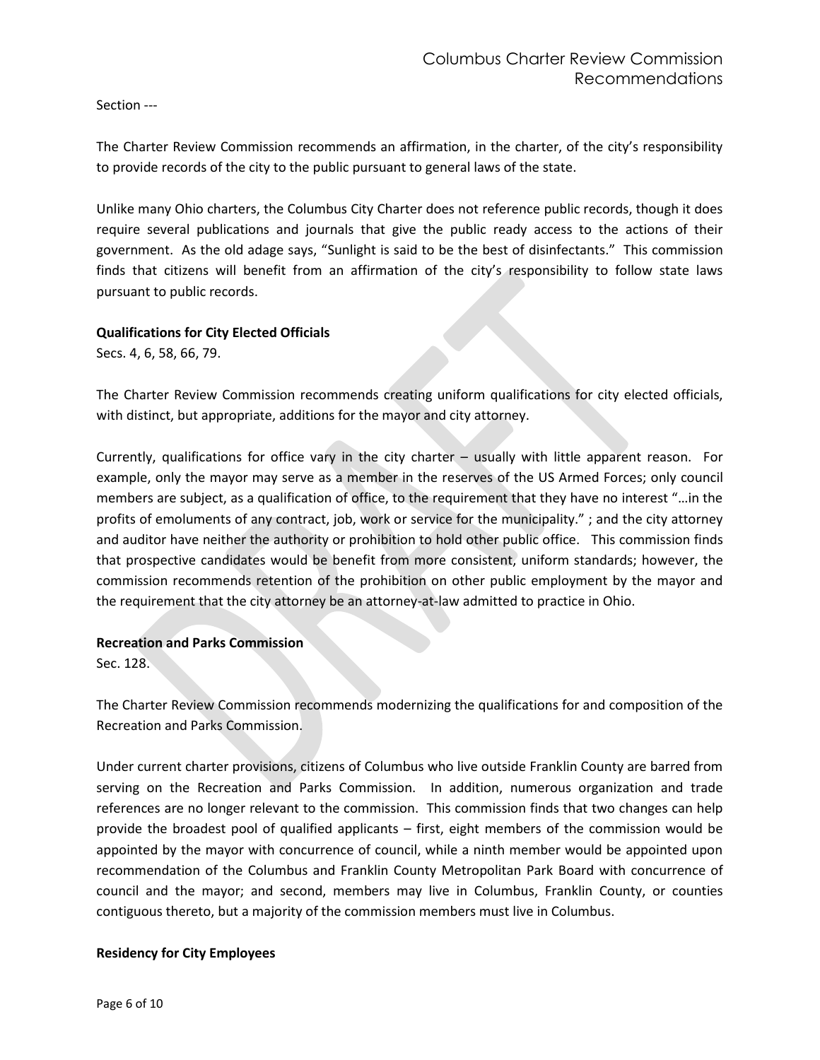Section ---

The Charter Review Commission recommends an affirmation, in the charter, of the city's responsibility to provide records of the city to the public pursuant to general laws of the state.

Unlike many Ohio charters, the Columbus City Charter does not reference public records, though it does require several publications and journals that give the public ready access to the actions of their government. As the old adage says, "Sunlight is said to be the best of disinfectants." This commission finds that citizens will benefit from an affirmation of the city's responsibility to follow state laws pursuant to public records.

**Qualifications for City Elected Officials**
Secs. 4, 6, 58, 66, 79.

The Charter Review Commission recommends creating uniform qualifications for city elected officials, with distinct, but appropriate, additions for the mayor and city attorney.

Currently, qualifications for office vary in the city charter – usually with little apparent reason. For example, only the mayor may serve as a member in the reserves of the US Armed Forces; only council members are subject, as a qualification of office, to the requirement that they have no interest "…in the profits of emoluments of any contract, job, work or service for the municipality." ; and the city attorney and auditor have neither the authority or prohibition to hold other public office. This commission finds that prospective candidates would be benefit from more consistent, uniform standards; however, the commission recommends retention of the prohibition on other public employment by the mayor and the requirement that the city attorney be an attorney-at-law admitted to practice in Ohio.

**Recreation and Parks Commission**
Sec. 128.

The Charter Review Commission recommends modernizing the qualifications for and composition of the Recreation and Parks Commission.

Under current charter provisions, citizens of Columbus who live outside Franklin County are barred from serving on the Recreation and Parks Commission. In addition, numerous organization and trade references are no longer relevant to the commission. This commission finds that two changes can help provide the broadest pool of qualified applicants – first, eight members of the commission would be appointed by the mayor with concurrence of council, while a ninth member would be appointed upon recommendation of the Columbus and Franklin County Metropolitan Park Board with concurrence of council and the mayor; and second, members may live in Columbus, Franklin County, or counties contiguous thereto, but a majority of the commission members must live in Columbus.

**Residency for City Employees**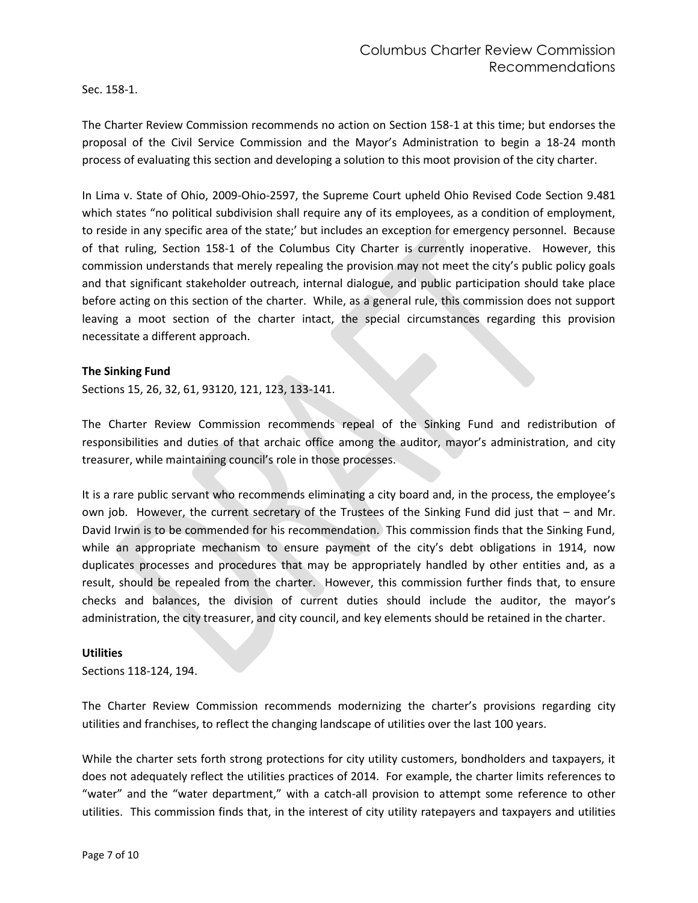Sec. 158-1.

The Charter Review Commission recommends no action on Section 158-1 at this time; but endorses the proposal of the Civil Service Commission and the Mayor's Administration to begin a 18-24 month process of evaluating this section and developing a solution to this moot provision of the city charter.

In Lima v. State of Ohio, 2009-Ohio-2597, the Supreme Court upheld Ohio Revised Code Section 9.481 which states "no political subdivision shall require any of its employees, as a condition of employment, to reside in any specific area of the state;' but includes an exception for emergency personnel. Because of that ruling, Section 158-1 of the Columbus City Charter is currently inoperative. However, this commission understands that merely repealing the provision may not meet the city's public policy goals and that significant stakeholder outreach, internal dialogue, and public participation should take place before acting on this section of the charter. While, as a general rule, this commission does not support leaving a moot section of the charter intact, the special circumstances regarding this provision necessitate a different approach.

**The Sinking Fund**

Sections 15, 26, 32, 61, 93120, 121, 123, 133-141.

The Charter Review Commission recommends repeal of the Sinking Fund and redistribution of responsibilities and duties of that archaic office among the auditor, mayor's administration, and city treasurer, while maintaining council's role in those processes.

It is a rare public servant who recommends eliminating a city board and, in the process, the employee's own job. However, the current secretary of the Trustees of the Sinking Fund did just that – and Mr. David Irwin is to be commended for his recommendation. This commission finds that the Sinking Fund, while an appropriate mechanism to ensure payment of the city's debt obligations in 1914, now duplicates processes and procedures that may be appropriately handled by other entities and, as a result, should be repealed from the charter. However, this commission further finds that, to ensure checks and balances, the division of current duties should include the auditor, the mayor's administration, the city treasurer, and city council, and key elements should be retained in the charter.

**Utilities**

Sections 118-124, 194.

The Charter Review Commission recommends modernizing the charter's provisions regarding city utilities and franchises, to reflect the changing landscape of utilities over the last 100 years.

While the charter sets forth strong protections for city utility customers, bondholders and taxpayers, it does not adequately reflect the utilities practices of 2014. For example, the charter limits references to "water" and the "water department," with a catch-all provision to attempt some reference to other utilities. This commission finds that, in the interest of city utility ratepayers and taxpayers and utilities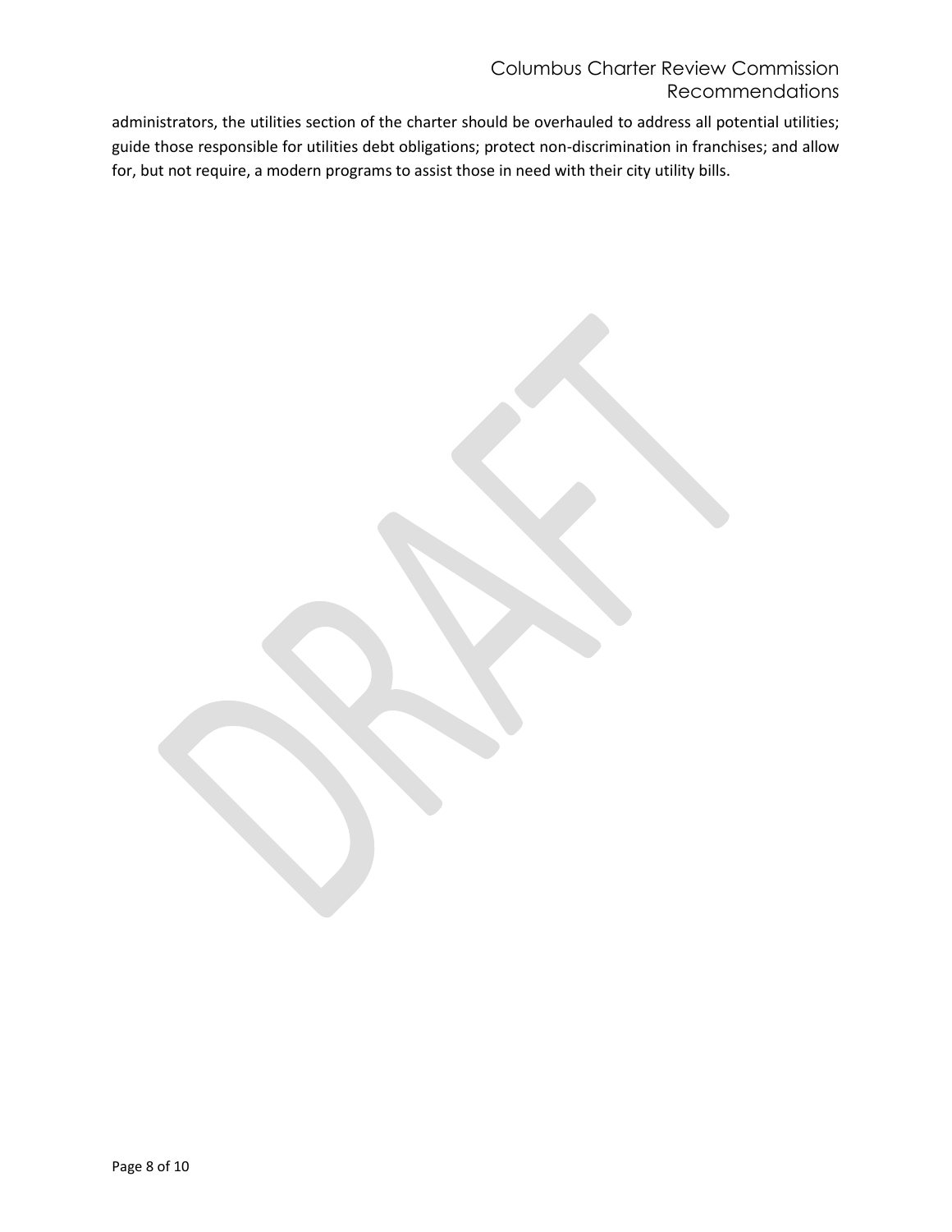administrators, the utilities section of the charter should be overhauled to address all potential utilities; guide those responsible for utilities debt obligations; protect non-discrimination in franchises; and allow for, but not require, a modern programs to assist those in need with their city utility bills.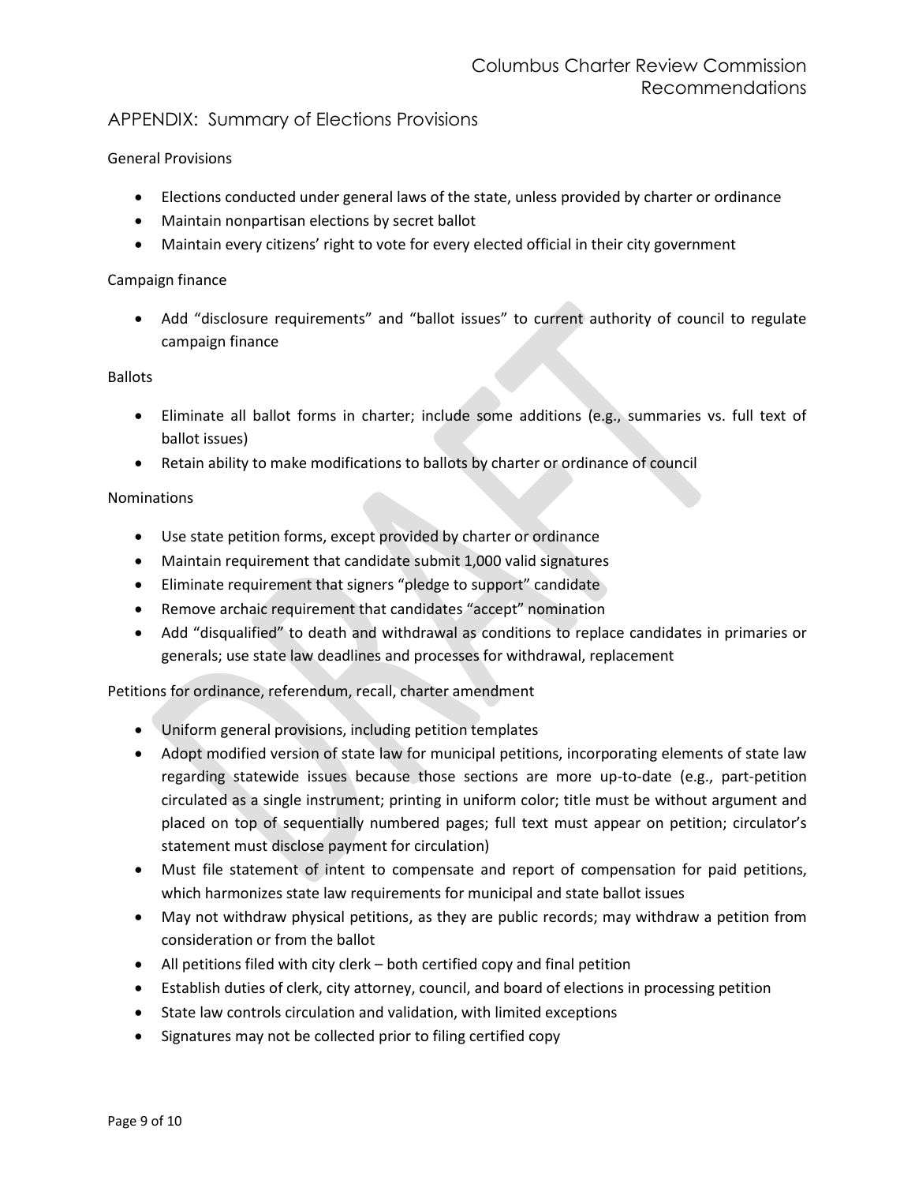## APPENDIX: Summary of Elections Provisions

General Provisions

- Elections conducted under general laws of the state, unless provided by charter or ordinance
- Maintain nonpartisan elections by secret ballot
- Maintain every citizens' right to vote for every elected official in their city government

Campaign finance

- Add "disclosure requirements" and "ballot issues" to current authority of council to regulate campaign finance

Ballots

- Eliminate all ballot forms in charter; include some additions (e.g., summaries vs. full text of ballot issues)
- Retain ability to make modifications to ballots by charter or ordinance of council

Nominations

- Use state petition forms, except provided by charter or ordinance
- Maintain requirement that candidate submit 1,000 valid signatures
- Eliminate requirement that signers "pledge to support" candidate
- Remove archaic requirement that candidates "accept" nomination
- Add "disqualified" to death and withdrawal as conditions to replace candidates in primaries or generals; use state law deadlines and processes for withdrawal, replacement

Petitions for ordinance, referendum, recall, charter amendment

- Uniform general provisions, including petition templates
- Adopt modified version of state law for municipal petitions, incorporating elements of state law regarding statewide issues because those sections are more up-to-date (e.g., part-petition circulated as a single instrument; printing in uniform color; title must be without argument and placed on top of sequentially numbered pages; full text must appear on petition; circulator's statement must disclose payment for circulation)
- Must file statement of intent to compensate and report of compensation for paid petitions, which harmonizes state law requirements for municipal and state ballot issues
- May not withdraw physical petitions, as they are public records; may withdraw a petition from consideration or from the ballot
- All petitions filed with city clerk – both certified copy and final petition
- Establish duties of clerk, city attorney, council, and board of elections in processing petition
- State law controls circulation and validation, with limited exceptions
- Signatures may not be collected prior to filing certified copy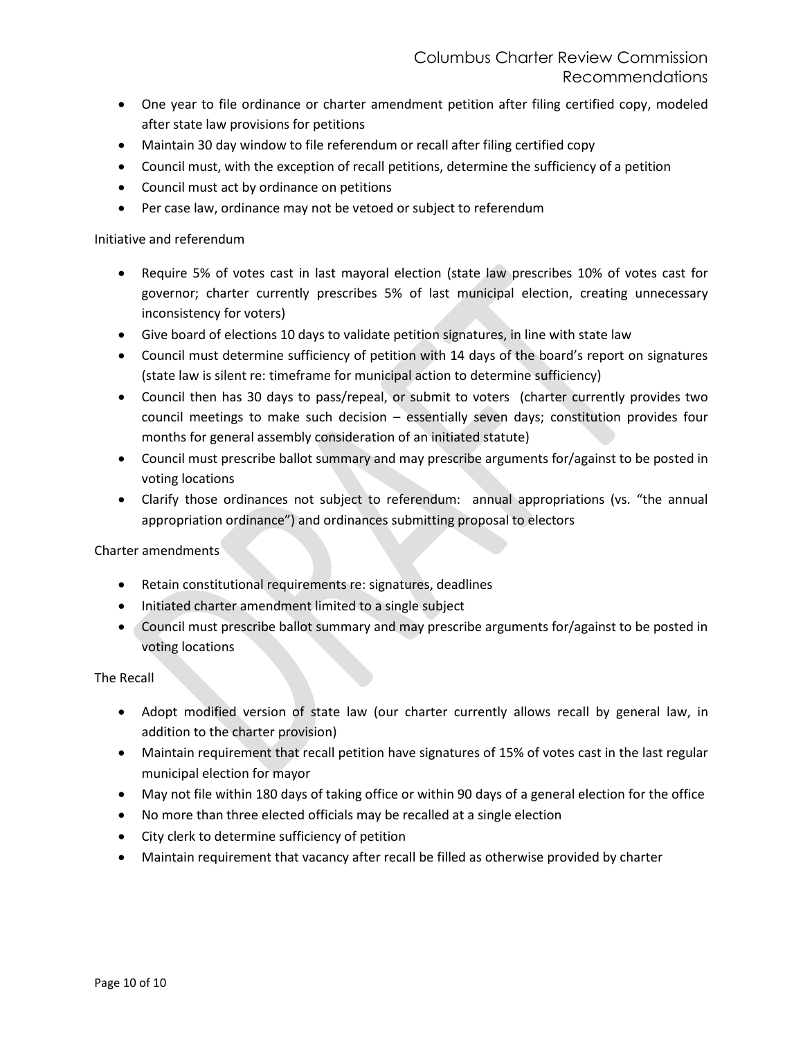- One year to file ordinance or charter amendment petition after filing certified copy, modeled after state law provisions for petitions
- Maintain 30 day window to file referendum or recall after filing certified copy
- Council must, with the exception of recall petitions, determine the sufficiency of a petition
- Council must act by ordinance on petitions
- Per case law, ordinance may not be vetoed or subject to referendum

Initiative and referendum

- Require 5% of votes cast in last mayoral election (state law prescribes 10% of votes cast for governor; charter currently prescribes 5% of last municipal election, creating unnecessary inconsistency for voters)
- Give board of elections 10 days to validate petition signatures, in line with state law
- Council must determine sufficiency of petition with 14 days of the board's report on signatures (state law is silent re: timeframe for municipal action to determine sufficiency)
- Council then has 30 days to pass/repeal, or submit to voters (charter currently provides two council meetings to make such decision – essentially seven days; constitution provides four months for general assembly consideration of an initiated statute)
- Council must prescribe ballot summary and may prescribe arguments for/against to be posted in voting locations
- Clarify those ordinances not subject to referendum: annual appropriations (vs. "the annual appropriation ordinance") and ordinances submitting proposal to electors

Charter amendments

- Retain constitutional requirements re: signatures, deadlines
- Initiated charter amendment limited to a single subject
- Council must prescribe ballot summary and may prescribe arguments for/against to be posted in voting locations

The Recall

- Adopt modified version of state law (our charter currently allows recall by general law, in addition to the charter provision)
- Maintain requirement that recall petition have signatures of 15% of votes cast in the last regular municipal election for mayor
- May not file within 180 days of taking office or within 90 days of a general election for the office
- No more than three elected officials may be recalled at a single election
- City clerk to determine sufficiency of petition
- Maintain requirement that vacancy after recall be filled as otherwise provided by charter